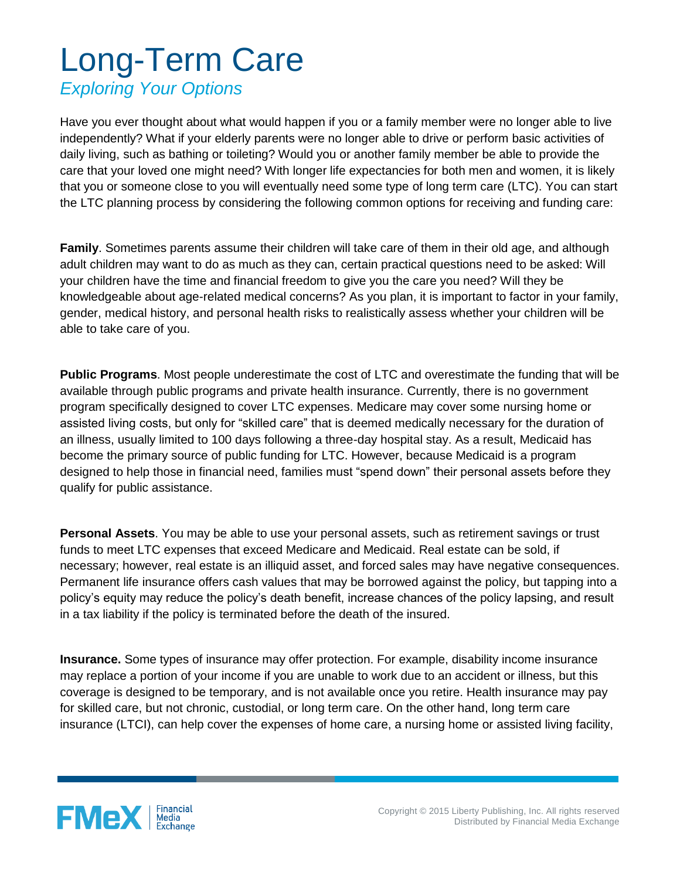# Long-Term Care

*Exploring Your Options*

Have you ever thought about what would happen if you or a family member were no longer able to live independently? What if your elderly parents were no longer able to drive or perform basic activities of daily living, such as bathing or toileting? Would you or another family member be able to provide the care that your loved one might need? With longer life expectancies for both men and women, it is likely that you or someone close to you will eventually need some type of long term care (LTC). You can start the LTC planning process by considering the following common options for receiving and funding care:

**Family**. Sometimes parents assume their children will take care of them in their old age, and although adult children may want to do as much as they can, certain practical questions need to be asked: Will your children have the time and financial freedom to give you the care you need? Will they be knowledgeable about age-related medical concerns? As you plan, it is important to factor in your family, gender, medical history, and personal health risks to realistically assess whether your children will be able to take care of you.

**Public Programs**. Most people underestimate the cost of LTC and overestimate the funding that will be available through public programs and private health insurance. Currently, there is no government program specifically designed to cover LTC expenses. Medicare may cover some nursing home or assisted living costs, but only for "skilled care" that is deemed medically necessary for the duration of an illness, usually limited to 100 days following a three-day hospital stay. As a result, Medicaid has become the primary source of public funding for LTC. However, because Medicaid is a program designed to help those in financial need, families must "spend down" their personal assets before they qualify for public assistance.

**Personal Assets**. You may be able to use your personal assets, such as retirement savings or trust funds to meet LTC expenses that exceed Medicare and Medicaid. Real estate can be sold, if necessary; however, real estate is an illiquid asset, and forced sales may have negative consequences. Permanent life insurance offers cash values that may be borrowed against the policy, but tapping into a policy's equity may reduce the policy's death benefit, increase chances of the policy lapsing, and result in a tax liability if the policy is terminated before the death of the insured.

**Insurance.** Some types of insurance may offer protection. For example, disability income insurance may replace a portion of your income if you are unable to work due to an accident or illness, but this coverage is designed to be temporary, and is not available once you retire. Health insurance may pay for skilled care, but not chronic, custodial, or long term care. On the other hand, long term care insurance (LTCI), can help cover the expenses of home care, a nursing home or assisted living facility,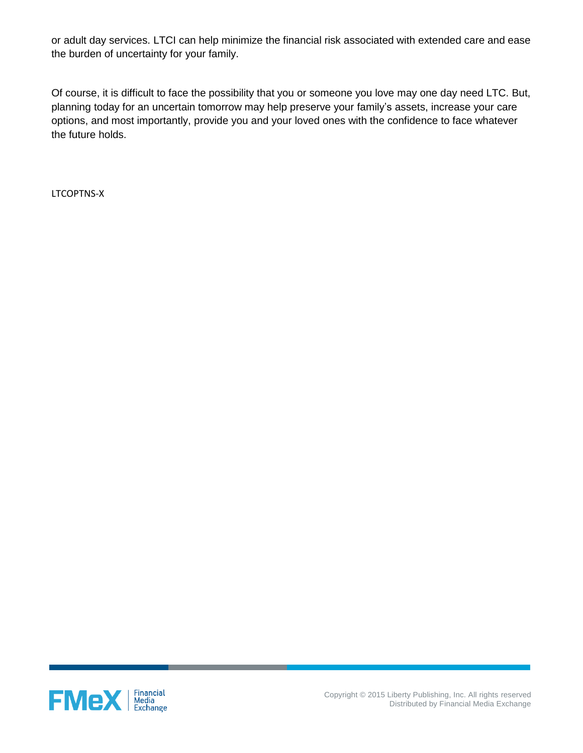or adult day services. LTCI can help minimize the financial risk associated with extended care and ease the burden of uncertainty for your family.

Of course, it is difficult to face the possibility that you or someone you love may one day need LTC. But, planning today for an uncertain tomorrow may help preserve your family's assets, increase your care options, and most importantly, provide you and your loved ones with the confidence to face whatever the future holds.

LTCOPTNS-X

Copyright © 2015 Liberty Publishing, Inc. All rights reserved
Distributed by Financial Media Exchange